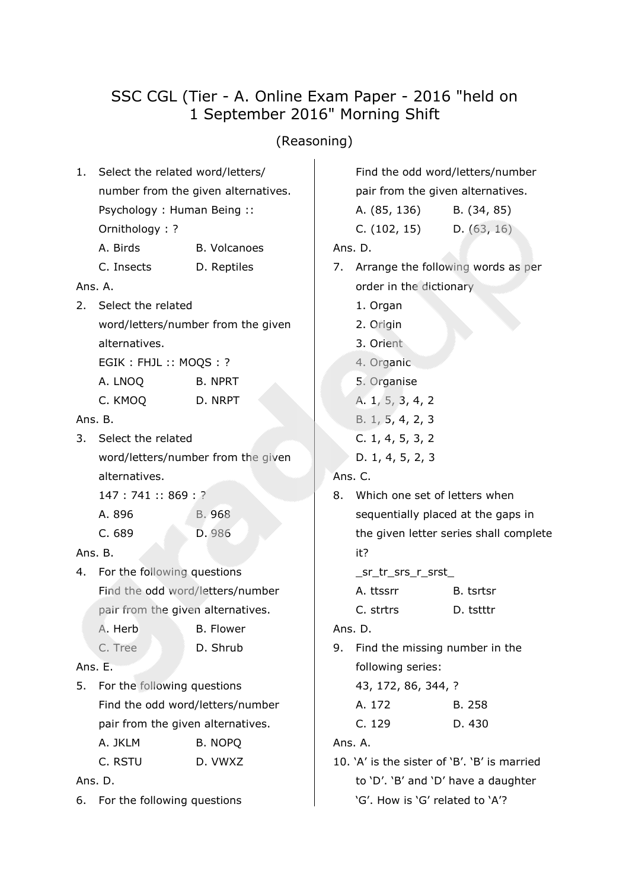# SSC CGL (Tier - A. Online Exam Paper - 2016 "held on 1 September 2016" Morning Shift

## (Reasoning)

1. Select the related word/letters/ number from the given alternatives.
   Psychology : Human Being :: Ornithology : ?
   A. Birds B. Volcanoes
   C. Insects D. Reptiles

Ans. A.

2. Select the related word/letters/number from the given alternatives.
   EGIK : FHJL :: MOQS : ?
   A. LNOQ B. NPRT
   C. KMOQ D. NRPT

Ans. B.

3. Select the related word/letters/number from the given alternatives.
   147 : 741 :: 869 : ?
   A. 896 B. 968
   C. 689 D. 986

Ans. B.

4. For the following questions Find the odd word/letters/number pair from the given alternatives.
   A. Herb B. Flower
   C. Tree D. Shrub

Ans. E.

5. For the following questions Find the odd word/letters/number pair from the given alternatives.
   A. JKLM B. NOPQ
   C. RSTU D. VWXZ

Ans. D.

6. For the following questions Find the odd word/letters/number pair from the given alternatives.
   A. (85, 136) B. (34, 85)
   C. (102, 15) D. (63, 16)

Ans. D.

7. Arrange the following words as per order in the dictionary
   1. Organ
   2. Origin
   3. Orient
   4. Organic
   5. Organise

   A. 1, 5, 3, 4, 2
   B. 1, 5, 4, 2, 3
   C. 1, 4, 5, 3, 2
   D. 1, 4, 5, 2, 3

Ans. C.

8. Which one set of letters when sequentially placed at the gaps in the given letter series shall complete it?
   _sr_tr_srs_r_srst_
   A. ttssrr B. tsrtsr
   C. strtrs D. tstttr

Ans. D.

9. Find the missing number in the following series:
   43, 172, 86, 344, ?
   A. 172 B. 258
   C. 129 D. 430

Ans. A.

10. 'A' is the sister of 'B'. 'B' is married to 'D'. 'B' and 'D' have a daughter 'G'. How is 'G' related to 'A'?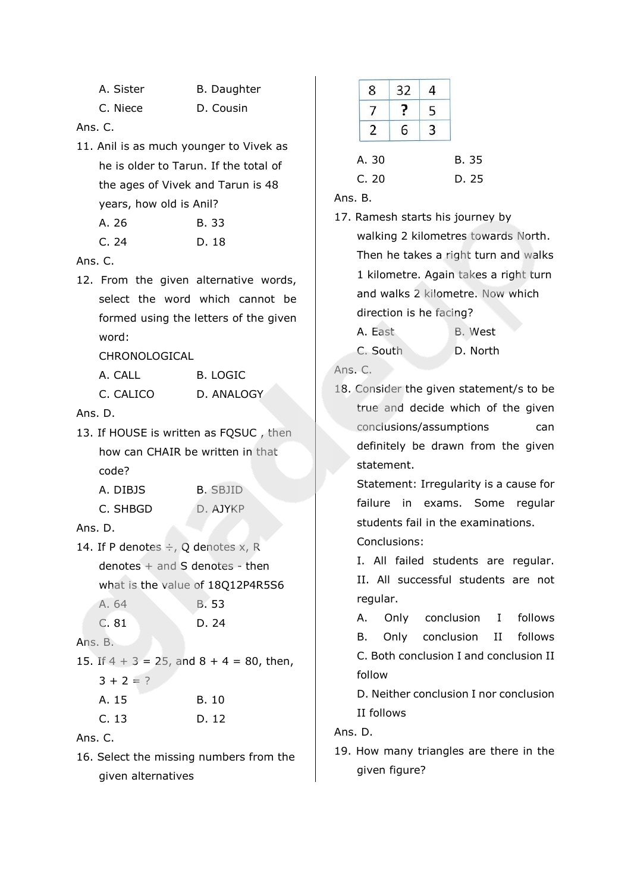A. Sister B. Daughter

C. Niece D. Cousin

Ans. C.

11. Anil is as much younger to Vivek as he is older to Tarun. If the total of the ages of Vivek and Tarun is 48 years, how old is Anil?

A. 26 B. 33

C. 24 D. 18

Ans. C.

12. From the given alternative words, select the word which cannot be formed using the letters of the given word:

CHRONOLOGICAL

A. CALL B. LOGIC

C. CALICO D. ANALOGY

Ans. D.

13. If HOUSE is written as FQSUC , then how can CHAIR be written in that code?

A. DIBJS B. SBJID

C. SHBGD D. AJYKP

Ans. D.

14. If P denotes ÷, Q denotes x, R denotes + and S denotes - then what is the value of 18Q12P4R5S6

A. 64 B. 53

C. 81 D. 24

Ans. B.

15. If 4 + 3 = 25, and 8 + 4 = 80, then, 3 + 2 = ?

A. 15 B. 10

C. 13 D. 12

Ans. C.

16. Select the missing numbers from the given alternatives

| 8 | 32 | 4 |
|---|---|---|
| 7 | ? | 5 |
| 2 | 6 | 3 |

A. 30 B. 35

C. 20 D. 25

Ans. B.

17. Ramesh starts his journey by walking 2 kilometres towards North. Then he takes a right turn and walks 1 kilometre. Again takes a right turn and walks 2 kilometre. Now which direction is he facing?

A. East B. West

C. South D. North

Ans. C.

18. Consider the given statement/s to be true and decide which of the given conclusions/assumptions can definitely be drawn from the given statement.

Statement: Irregularity is a cause for failure in exams. Some regular students fail in the examinations.

Conclusions:

I. All failed students are regular.

II. All successful students are not regular.

A. Only conclusion I follows

B. Only conclusion II follows

C. Both conclusion I and conclusion II follow

D. Neither conclusion I nor conclusion II follows

Ans. D.

19. How many triangles are there in the given figure?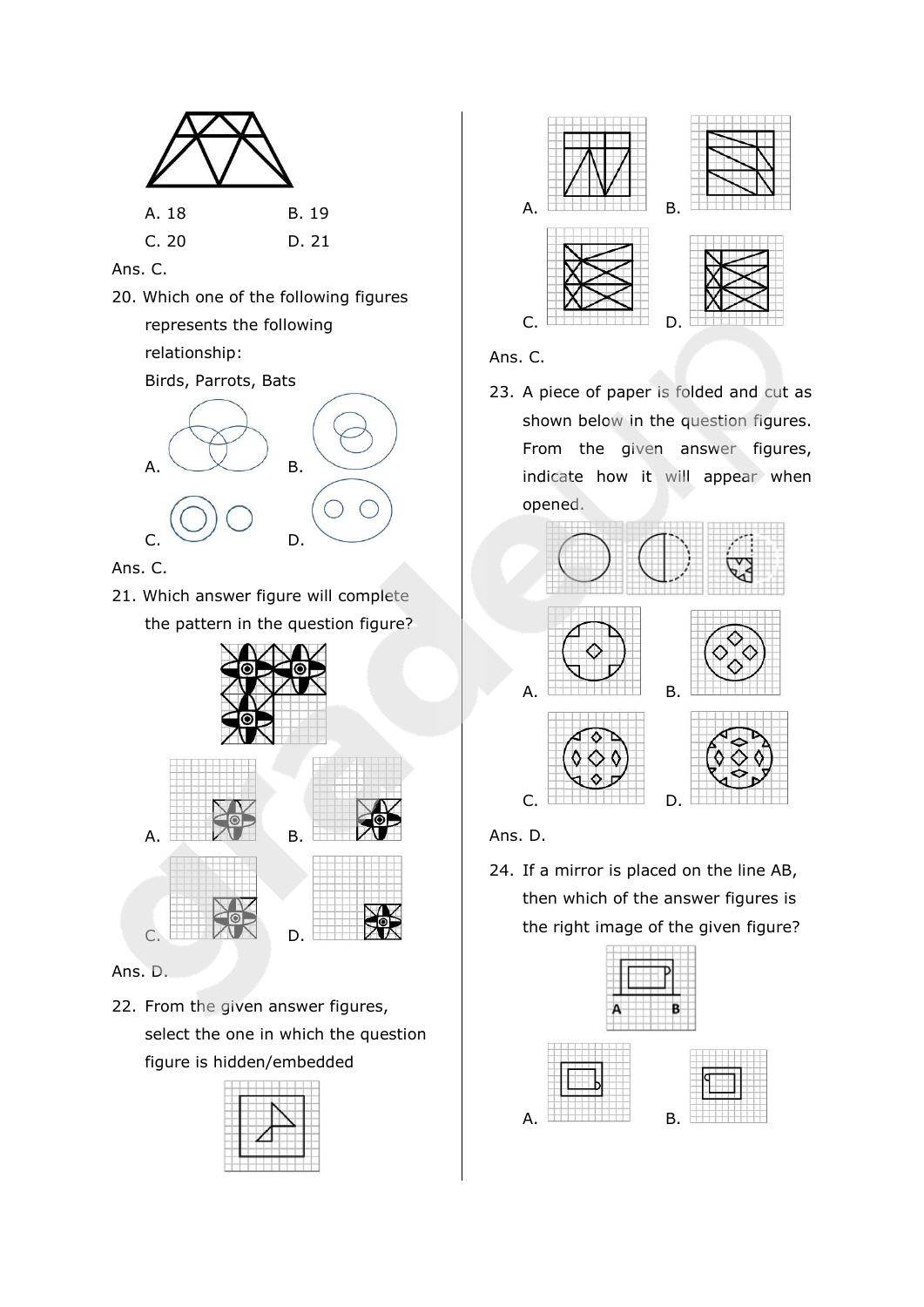A. 18

B. 19

C. 20

D. 21

Ans. C.

20. Which one of the following figures represents the following relationship:

Birds, Parrots, Bats

A.

B.

C.

D.

Ans. C.

21. Which answer figure will complete the pattern in the question figure?

A.

B.

C.

D.

Ans. D.

22. From the given answer figures, select the one in which the question figure is hidden/embedded

A.

B.

C.

D.

Ans. C.

23. A piece of paper is folded and cut as shown below in the question figures. From the given answer figures, indicate how it will appear when opened.

A.

B.

C.

D.

Ans. D.

24. If a mirror is placed on the line AB, then which of the answer figures is the right image of the given figure?

A B

A.

B.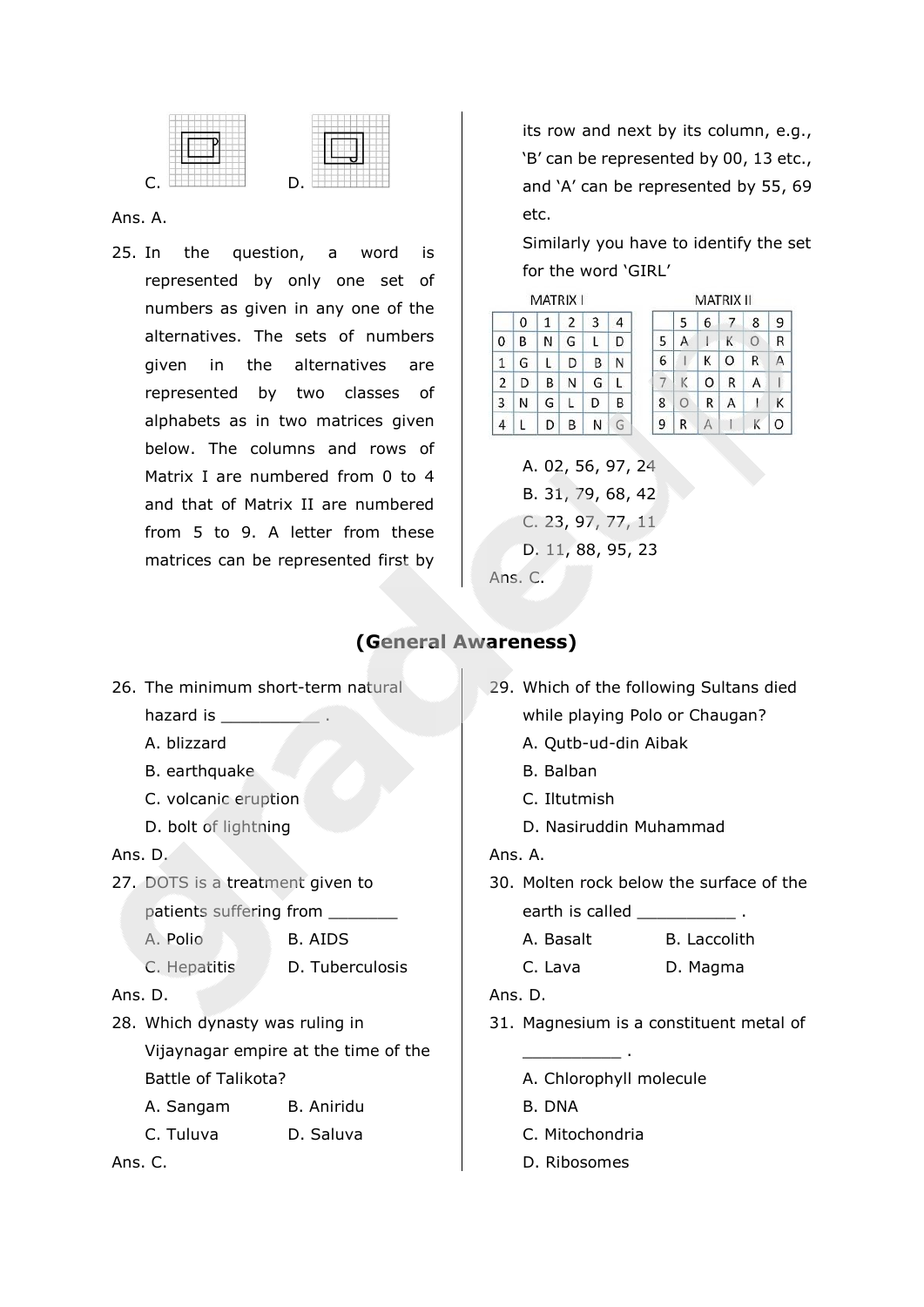C. D.

Ans. A.

25. In the question, a word is represented by only one set of numbers as given in any one of the alternatives. The sets of numbers given in the alternatives are represented by two classes of alphabets as in two matrices given below. The columns and rows of Matrix I are numbered from 0 to 4 and that of Matrix II are numbered from 5 to 9. A letter from these matrices can be represented first by its row and next by its column, e.g., 'B' can be represented by 00, 13 etc., and 'A' can be represented by 55, 69 etc.

    Similarly you have to identify the set for the word 'GIRL'

    MATRIX I

    | | 0 | 1 | 2 | 3 | 4 |
    |---|---|---|---|---|---|
    | 0 | B | N | G | L | D |
    | 1 | G | L | D | B | N |
    | 2 | D | B | N | G | L |
    | 3 | N | G | L | D | B |
    | 4 | L | D | B | N | G |

    MATRIX II

    | | 5 | 6 | 7 | 8 | 9 |
    |---|---|---|---|---|---|
    | 5 | A | I | K | O | R |
    | 6 | I | K | O | R | A |
    | 7 | K | O | R | A | I |
    | 8 | O | R | A | I | K |
    | 9 | R | A | I | K | O |

    A. 02, 56, 97, 24
    B. 31, 79, 68, 42
    C. 23, 97, 77, 11
    D. 11, 88, 95, 23

Ans. C.

## (General Awareness)

26. The minimum short-term natural hazard is __________ .
    A. blizzard
    B. earthquake
    C. volcanic eruption
    D. bolt of lightning

Ans. D.

27. DOTS is a treatment given to patients suffering from _______
    A. Polio
    B. AIDS
    C. Hepatitis
    D. Tuberculosis

Ans. D.

28. Which dynasty was ruling in Vijaynagar empire at the time of the Battle of Talikota?
    A. Sangam
    B. Aniridu
    C. Tuluva
    D. Saluva

Ans. C.

29. Which of the following Sultans died while playing Polo or Chaugan?
    A. Qutb-ud-din Aibak
    B. Balban
    C. Iltutmish
    D. Nasiruddin Muhammad

Ans. A.

30. Molten rock below the surface of the earth is called __________ .
    A. Basalt
    B. Laccolith
    C. Lava
    D. Magma

Ans. D.

31. Magnesium is a constituent metal of __________ .
    A. Chlorophyll molecule
    B. DNA
    C. Mitochondria
    D. Ribosomes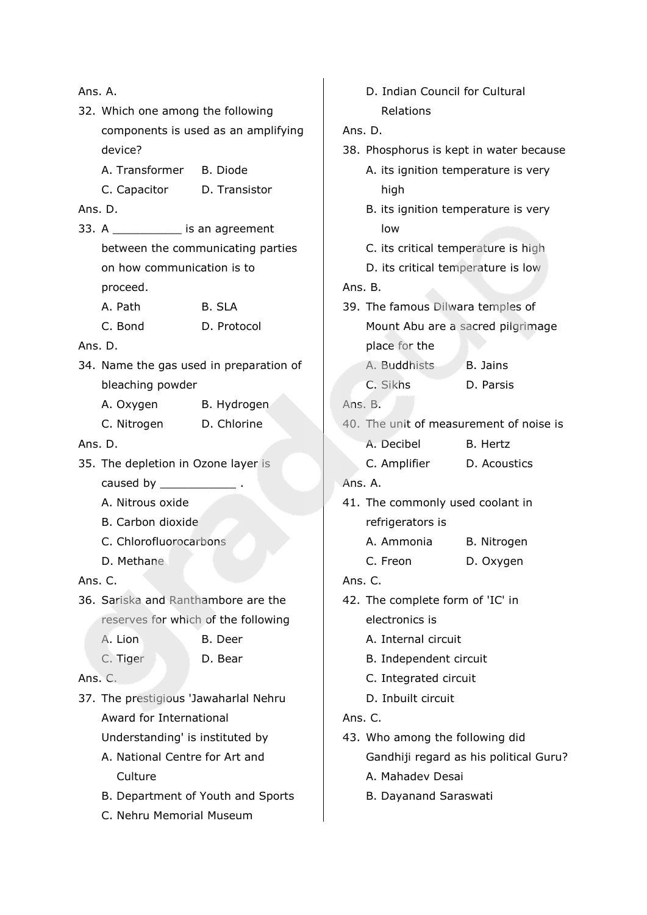Ans. A.

32. Which one among the following components is used as an amplifying device?

   A. Transformer　　B. Diode

   C. Capacitor　　D. Transistor

Ans. D.

33. A __________ is an agreement between the communicating parties on how communication is to proceed.

   A. Path　　B. SLA

   C. Bond　　D. Protocol

Ans. D.

34. Name the gas used in preparation of bleaching powder

   A. Oxygen　　B. Hydrogen

   C. Nitrogen　　D. Chlorine

Ans. D.

35. The depletion in Ozone layer is caused by ___________ .

   A. Nitrous oxide

   B. Carbon dioxide

   C. Chlorofluorocarbons

   D. Methane

Ans. C.

36. Sariska and Ranthambore are the reserves for which of the following

   A. Lion　　B. Deer

   C. Tiger　　D. Bear

Ans. C.

37. The prestigious 'Jawaharlal Nehru Award for International Understanding' is instituted by

   A. National Centre for Art and Culture

   B. Department of Youth and Sports

   C. Nehru Memorial Museum

   D. Indian Council for Cultural Relations

Ans. D.

38. Phosphorus is kept in water because

   A. its ignition temperature is very high

   B. its ignition temperature is very low

   C. its critical temperature is high

   D. its critical temperature is low

Ans. B.

39. The famous Dilwara temples of Mount Abu are a sacred pilgrimage place for the

   A. Buddhists　　B. Jains

   C. Sikhs　　D. Parsis

Ans. B.

40. The unit of measurement of noise is

   A. Decibel　　B. Hertz

   C. Amplifier　　D. Acoustics

Ans. A.

41. The commonly used coolant in refrigerators is

   A. Ammonia　　B. Nitrogen

   C. Freon　　D. Oxygen

Ans. C.

42. The complete form of 'IC' in electronics is

   A. Internal circuit

   B. Independent circuit

   C. Integrated circuit

   D. Inbuilt circuit

Ans. C.

43. Who among the following did Gandhiji regard as his political Guru?

   A. Mahadev Desai

   B. Dayanand Saraswati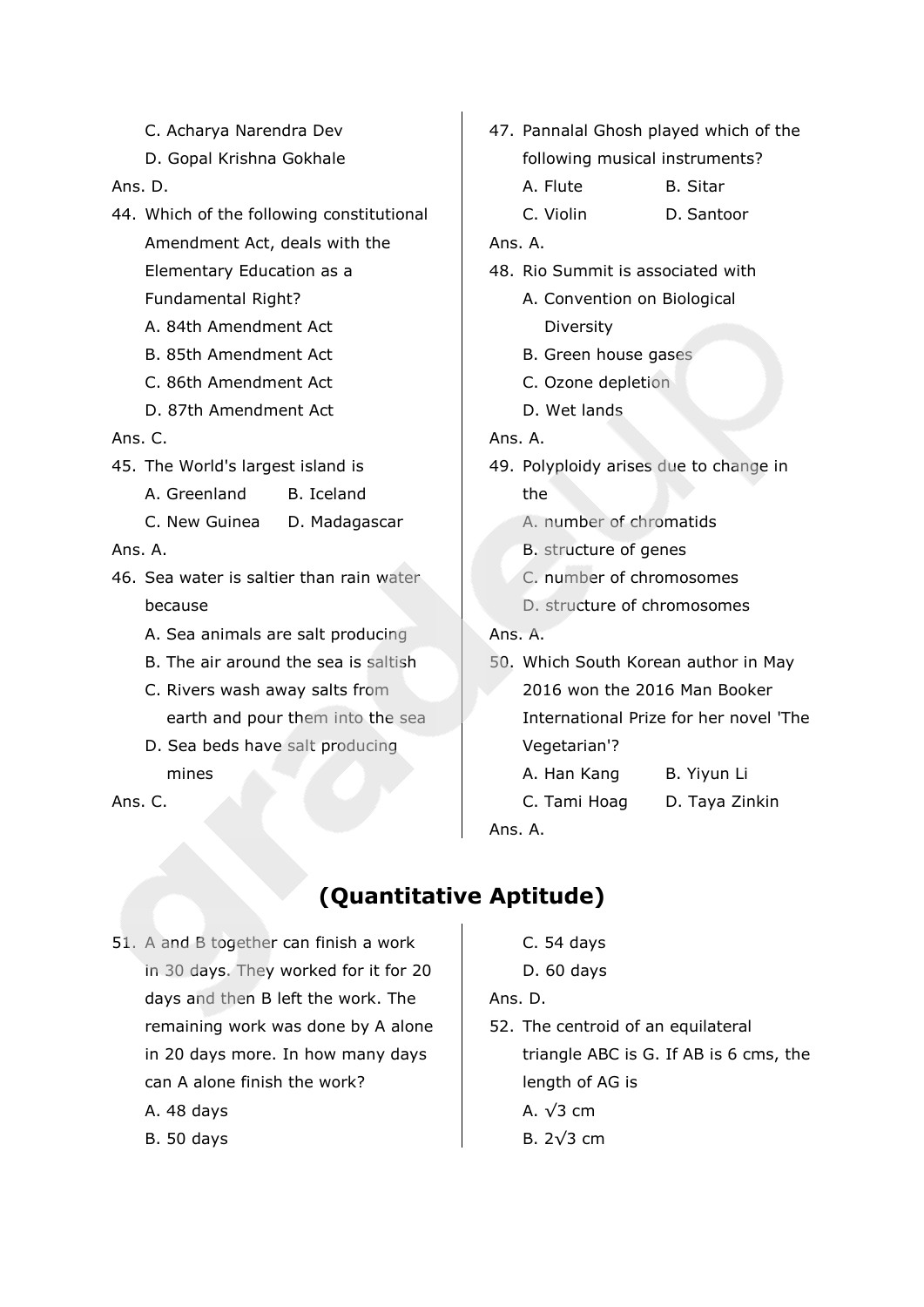C. Acharya Narendra Dev

D. Gopal Krishna Gokhale

Ans. D.

44. Which of the following constitutional Amendment Act, deals with the Elementary Education as a Fundamental Right?

A. 84th Amendment Act

B. 85th Amendment Act

C. 86th Amendment Act

D. 87th Amendment Act

Ans. C.

45. The World's largest island is

A. Greenland  B. Iceland

C. New Guinea  D. Madagascar

Ans. A.

46. Sea water is saltier than rain water because

A. Sea animals are salt producing

B. The air around the sea is saltish

C. Rivers wash away salts from earth and pour them into the sea

D. Sea beds have salt producing mines

Ans. C.

47. Pannalal Ghosh played which of the following musical instruments?

A. Flute  B. Sitar

C. Violin  D. Santoor

Ans. A.

48. Rio Summit is associated with

A. Convention on Biological Diversity

B. Green house gases

C. Ozone depletion

D. Wet lands

Ans. A.

49. Polyploidy arises due to change in the

A. number of chromatids

B. structure of genes

C. number of chromosomes

D. structure of chromosomes

Ans. A.

50. Which South Korean author in May 2016 won the 2016 Man Booker International Prize for her novel 'The Vegetarian'?

A. Han Kang  B. Yiyun Li

C. Tami Hoag  D. Taya Zinkin

Ans. A.

## (Quantitative Aptitude)

51. A and B together can finish a work in 30 days. They worked for it for 20 days and then B left the work. The remaining work was done by A alone in 20 days more. In how many days can A alone finish the work?

A. 48 days

B. 50 days

C. 54 days

D. 60 days

Ans. D.

52. The centroid of an equilateral triangle ABC is G. If AB is 6 cms, the length of AG is

A. $\sqrt{3}$ cm

B. $2\sqrt{3}$ cm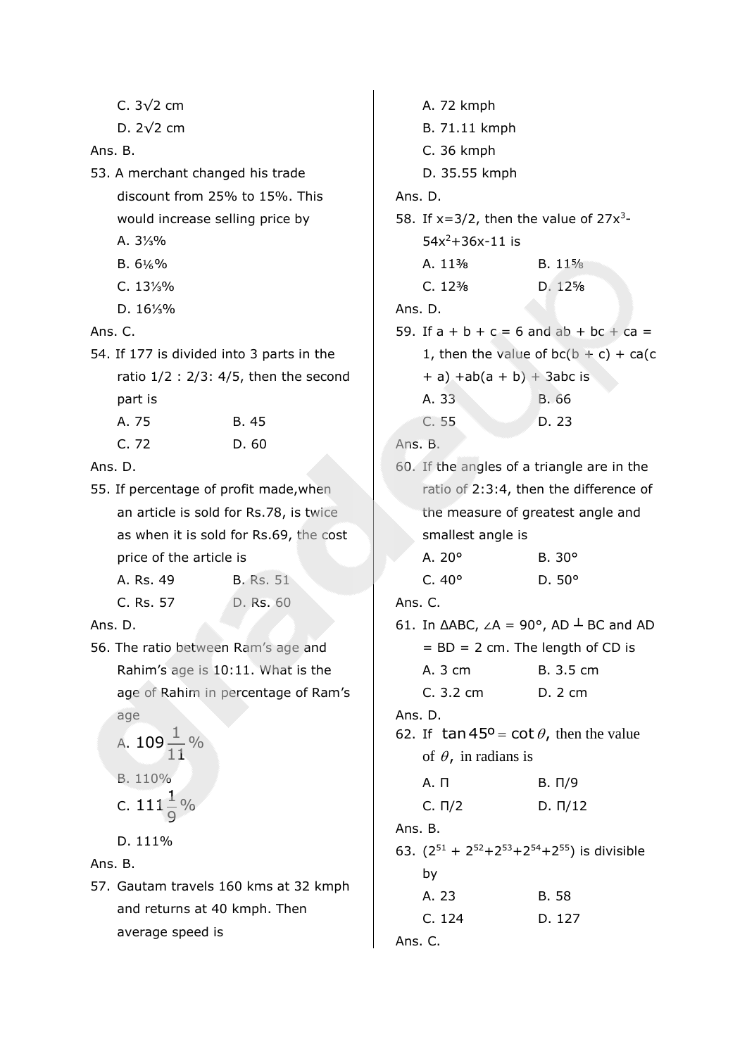C. $3\sqrt{2}$ cm

D. $2\sqrt{2}$ cm

Ans. B.

53. A merchant changed his trade discount from 25% to 15%. This would increase selling price by

A. $3\frac{1}{3}$%

B. $6\frac{1}{6}$%

C. $13\frac{1}{3}$%

D. $16\frac{1}{3}$%

Ans. C.

54. If 177 is divided into 3 parts in the ratio 1/2 : 2/3: 4/5, then the second part is

A. 75 B. 45

C. 72 D. 60

Ans. D.

55. If percentage of profit made,when an article is sold for Rs.78, is twice as when it is sold for Rs.69, the cost price of the article is

A. Rs. 49 B. Rs. 51

C. Rs. 57 D. Rs. 60

Ans. D.

56. The ratio between Ram's age and Rahim's age is 10:11. What is the age of Rahim in percentage of Ram's age

A. $109\frac{1}{11}$%

B. 110%

C. $111\frac{1}{9}$%

D. 111%

Ans. B.

57. Gautam travels 160 kms at 32 kmph and returns at 40 kmph. Then average speed is

A. 72 kmph

B. 71.11 kmph

C. 36 kmph

D. 35.55 kmph

Ans. D.

58. If x=3/2, then the value of $27x^3-54x^2+36x-11$ is

A. $11\frac{3}{8}$ B. $11\frac{5}{8}$

C. $12\frac{3}{8}$ D. $12\frac{5}{8}$

Ans. D.

59. If a + b + c = 6 and ab + bc + ca = 1, then the value of bc(b + c) + ca(c + a) +ab(a + b) + 3abc is

A. 33 B. 66

C. 55 D. 23

Ans. B.

60. If the angles of a triangle are in the ratio of 2:3:4, then the difference of the measure of greatest angle and smallest angle is

A. 20° B. 30°

C. 40° D. 50°

Ans. C.

61. In ΔABC, ∠A = 90°, AD ⊥ BC and AD = BD = 2 cm. The length of CD is

A. 3 cm B. 3.5 cm

C. 3.2 cm D. 2 cm

Ans. D.

62. If $\tan 45^{o} = \cot\theta$, then the value of $\theta$, in radians is

A. Π B. Π/9

C. Π/2 D. Π/12

Ans. B.

63. $(2^{51} + 2^{52}+2^{53}+2^{54}+2^{55})$ is divisible by

A. 23 B. 58

C. 124 D. 127

Ans. C.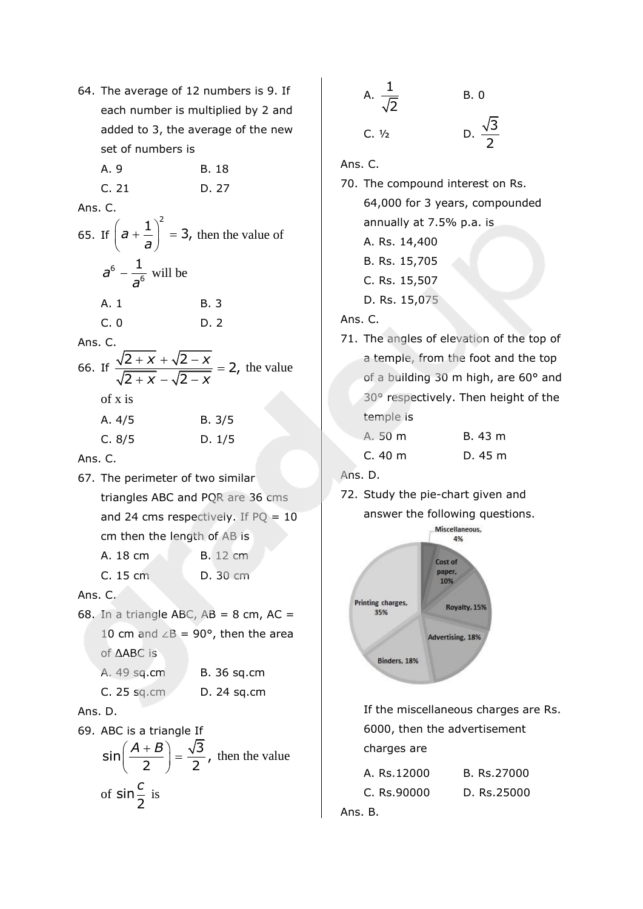64. The average of 12 numbers is 9. If each number is multiplied by 2 and added to 3, the average of the new set of numbers is

    A. 9 B. 18

    C. 21 D. 27

Ans. C.

65. If $\left(a+\frac{1}{a}\right)^2 = 3$, then the value of $a^6 - \frac{1}{a^6}$ will be

    A. 1 B. 3

    C. 0 D. 2

Ans. C.

66. If $\frac{\sqrt{2+x}+\sqrt{2-x}}{\sqrt{2+x}-\sqrt{2-x}} = 2$, the value of x is

    A. 4/5 B. 3/5

    C. 8/5 D. 1/5

Ans. C.

67. The perimeter of two similar triangles ABC and PQR are 36 cms and 24 cms respectively. If PQ = 10 cm then the length of AB is

    A. 18 cm B. 12 cm

    C. 15 cm D. 30 cm

Ans. C.

68. In a triangle ABC, AB = 8 cm, AC = 10 cm and ∠B = 90°, then the area of ΔABC is

    A. 49 sq.cm B. 36 sq.cm

    C. 25 sq.cm D. 24 sq.cm

Ans. D.

69. ABC is a triangle If $\sin\left(\frac{A+B}{2}\right) = \frac{\sqrt{3}}{2}$, then the value of $\sin\frac{C}{2}$ is

    A. $\frac{1}{\sqrt{2}}$ B. 0

    C. ½ D. $\frac{\sqrt{3}}{2}$

Ans. C.

70. The compound interest on Rs. 64,000 for 3 years, compounded annually at 7.5% p.a. is

    A. Rs. 14,400

    B. Rs. 15,705

    C. Rs. 15,507

    D. Rs. 15,075

Ans. C.

71. The angles of elevation of the top of a temple, from the foot and the top of a building 30 m high, are 60° and 30° respectively. Then height of the temple is

    A. 50 m B. 43 m

    C. 40 m D. 45 m

Ans. D.

72. Study the pie-chart given and answer the following questions.

    Miscellaneous, 4%; Cost of paper, 10%; Royalty, 15%; Advertising, 18%; Binders, 18%; Printing charges, 35%

    If the miscellaneous charges are Rs. 6000, then the advertisement charges are

    A. Rs.12000 B. Rs.27000

    C. Rs.90000 D. Rs.25000

Ans. B.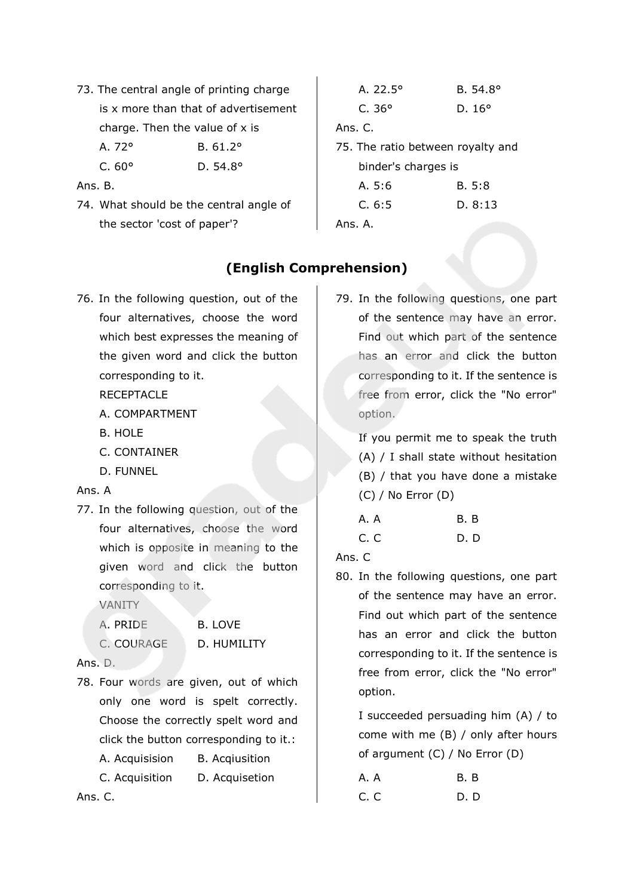73. The central angle of printing charge is x more than that of advertisement charge. Then the value of x is

A. 72°  B. 61.2°

C. 60°  D. 54.8°

Ans. B.

74. What should be the central angle of the sector 'cost of paper'?

A. 22.5°  B. 54.8°

C. 36°  D. 16°

Ans. C.

75. The ratio between royalty and binder's charges is

A. 5:6  B. 5:8

C. 6:5  D. 8:13

Ans. A.

## (English Comprehension)

76. In the following question, out of the four alternatives, choose the word which best expresses the meaning of the given word and click the button corresponding to it.

RECEPTACLE

A. COMPARTMENT

B. HOLE

C. CONTAINER

D. FUNNEL

Ans. A

77. In the following question, out of the four alternatives, choose the word which is opposite in meaning to the given word and click the button corresponding to it.

VANITY

A. PRIDE  B. LOVE

C. COURAGE  D. HUMILITY

Ans. D.

78. Four words are given, out of which only one word is spelt correctly. Choose the correctly spelt word and click the button corresponding to it.:

A. Acquisision  B. Acqiusition

C. Acquisition  D. Acquisetion

Ans. C.

79. In the following questions, one part of the sentence may have an error. Find out which part of the sentence has an error and click the button corresponding to it. If the sentence is free from error, click the "No error" option.

If you permit me to speak the truth (A) / I shall state without hesitation (B) / that you have done a mistake (C) / No Error (D)

A. A  B. B

C. C  D. D

Ans. C

80. In the following questions, one part of the sentence may have an error. Find out which part of the sentence has an error and click the button corresponding to it. If the sentence is free from error, click the "No error" option.

I succeeded persuading him (A) / to come with me (B) / only after hours of argument (C) / No Error (D)

A. A  B. B

C. C  D. D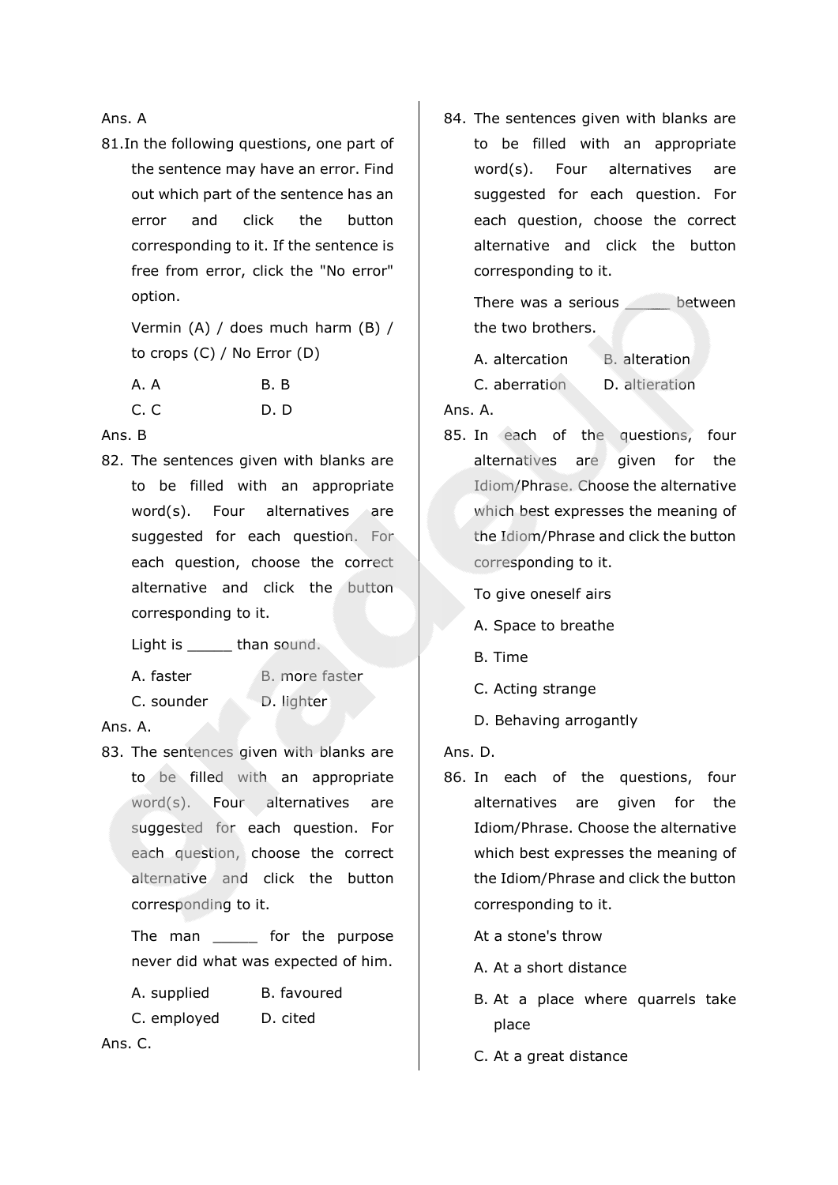Ans. A

81. In the following questions, one part of the sentence may have an error. Find out which part of the sentence has an error and click the button corresponding to it. If the sentence is free from error, click the "No error" option.

Vermin (A) / does much harm (B) / to crops (C) / No Error (D)

A. A  
B. B  
C. C  
D. D

Ans. B

82. The sentences given with blanks are to be filled with an appropriate word(s). Four alternatives are suggested for each question. For each question, choose the correct alternative and click the button corresponding to it.

Light is _____ than sound.

A. faster  
B. more faster  
C. sounder  
D. lighter

Ans. A.

83. The sentences given with blanks are to be filled with an appropriate word(s). Four alternatives are suggested for each question. For each question, choose the correct alternative and click the button corresponding to it.

The man _____ for the purpose never did what was expected of him.

A. supplied  
B. favoured  
C. employed  
D. cited

Ans. C.

84. The sentences given with blanks are to be filled with an appropriate word(s). Four alternatives are suggested for each question. For each question, choose the correct alternative and click the button corresponding to it.

There was a serious _____ between the two brothers.

A. altercation  
B. alteration  
C. aberration  
D. altieration

Ans. A.

85. In each of the questions, four alternatives are given for the Idiom/Phrase. Choose the alternative which best expresses the meaning of the Idiom/Phrase and click the button corresponding to it.

To give oneself airs

A. Space to breathe

B. Time

C. Acting strange

D. Behaving arrogantly

Ans. D.

86. In each of the questions, four alternatives are given for the Idiom/Phrase. Choose the alternative which best expresses the meaning of the Idiom/Phrase and click the button corresponding to it.

At a stone's throw

A. At a short distance

B. At a place where quarrels take place

C. At a great distance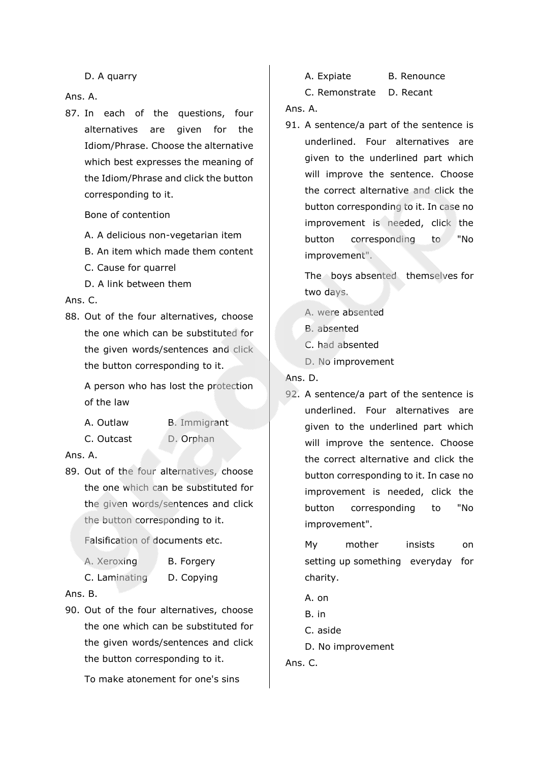D. A quarry

Ans. A.

87. In each of the questions, four alternatives are given for the Idiom/Phrase. Choose the alternative which best expresses the meaning of the Idiom/Phrase and click the button corresponding to it.

    Bone of contention

    A. A delicious non-vegetarian item
    B. An item which made them content
    C. Cause for quarrel
    D. A link between them

Ans. C.

88. Out of the four alternatives, choose the one which can be substituted for the given words/sentences and click the button corresponding to it.

    A person who has lost the protection of the law

    A. Outlaw B. Immigrant
    C. Outcast D. Orphan

Ans. A.

89. Out of the four alternatives, choose the one which can be substituted for the given words/sentences and click the button corresponding to it.

    Falsification of documents etc.

    A. Xeroxing B. Forgery
    C. Laminating D. Copying

Ans. B.

90. Out of the four alternatives, choose the one which can be substituted for the given words/sentences and click the button corresponding to it.

    To make atonement for one's sins

    A. Expiate B. Renounce
    C. Remonstrate D. Recant

Ans. A.

91. A sentence/a part of the sentence is underlined. Four alternatives are given to the underlined part which will improve the sentence. Choose the correct alternative and click the button corresponding to it. In case no improvement is needed, click the button corresponding to "No improvement".

    The boys absented themselves for two days.

    A. were absented
    B. absented
    C. had absented
    D. No improvement

Ans. D.

92. A sentence/a part of the sentence is underlined. Four alternatives are given to the underlined part which will improve the sentence. Choose the correct alternative and click the button corresponding to it. In case no improvement is needed, click the button corresponding to "No improvement".

    My mother insists on setting up something everyday for charity.

    A. on
    B. in
    C. aside
    D. No improvement

Ans. C.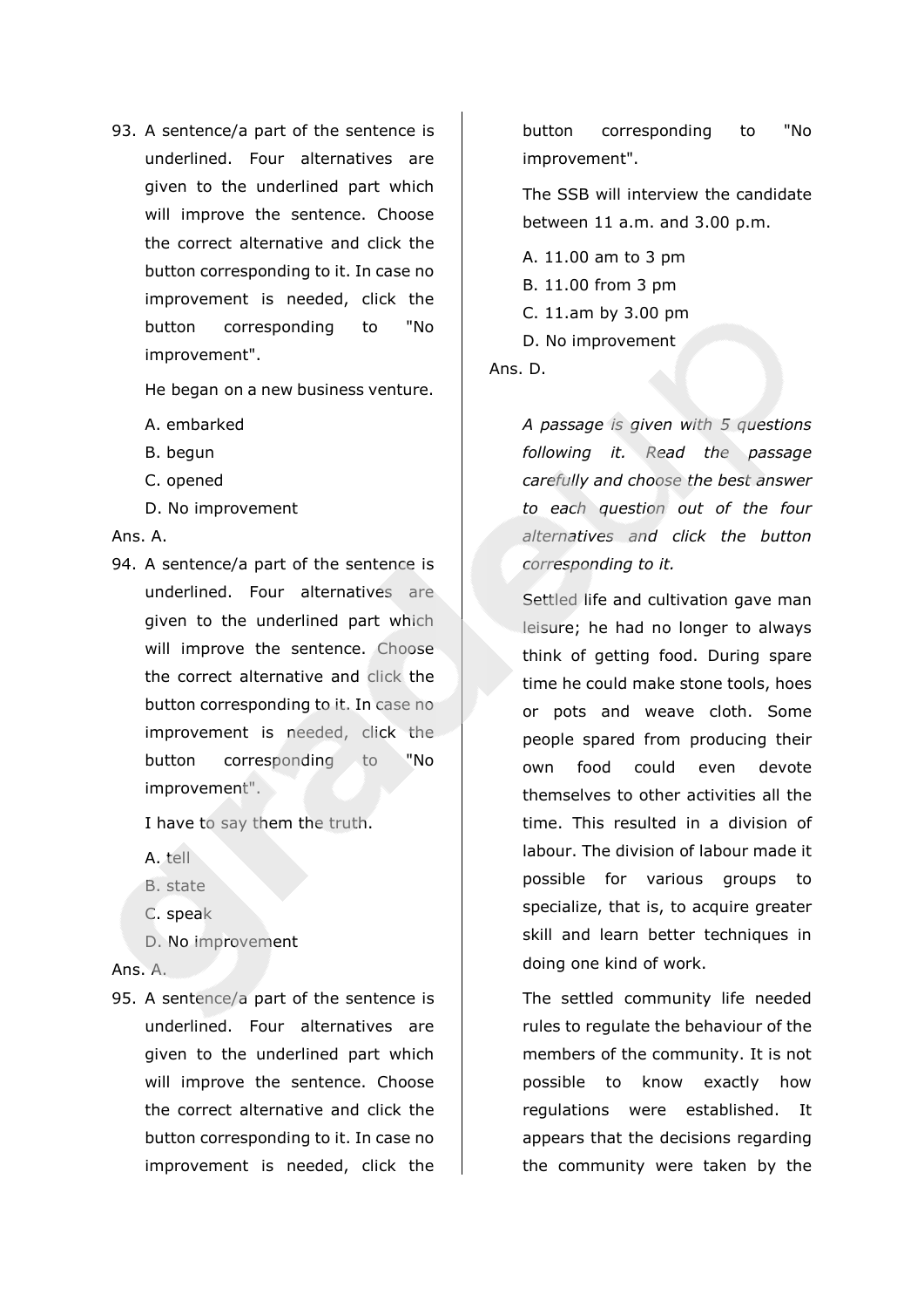93. A sentence/a part of the sentence is underlined. Four alternatives are given to the underlined part which will improve the sentence. Choose the correct alternative and click the button corresponding to it. In case no improvement is needed, click the button corresponding to "No improvement".

    He began on a new business venture.

    A. embarked
    B. begun
    C. opened
    D. No improvement

Ans. A.

94. A sentence/a part of the sentence is underlined. Four alternatives are given to the underlined part which will improve the sentence. Choose the correct alternative and click the button corresponding to it. In case no improvement is needed, click the button corresponding to "No improvement".

    I have to say them the truth.

    A. tell
    B. state
    C. speak
    D. No improvement

Ans. A.

95. A sentence/a part of the sentence is underlined. Four alternatives are given to the underlined part which will improve the sentence. Choose the correct alternative and click the button corresponding to it. In case no improvement is needed, click the button corresponding to "No improvement".

    The SSB will interview the candidate between 11 a.m. and 3.00 p.m.

    A. 11.00 am to 3 pm
    B. 11.00 from 3 pm
    C. 11.am by 3.00 pm
    D. No improvement

Ans. D.

*A passage is given with 5 questions following it. Read the passage carefully and choose the best answer to each question out of the four alternatives and click the button corresponding to it.*

Settled life and cultivation gave man leisure; he had no longer to always think of getting food. During spare time he could make stone tools, hoes or pots and weave cloth. Some people spared from producing their own food could even devote themselves to other activities all the time. This resulted in a division of labour. The division of labour made it possible for various groups to specialize, that is, to acquire greater skill and learn better techniques in doing one kind of work.

The settled community life needed rules to regulate the behaviour of the members of the community. It is not possible to know exactly how regulations were established. It appears that the decisions regarding the community were taken by the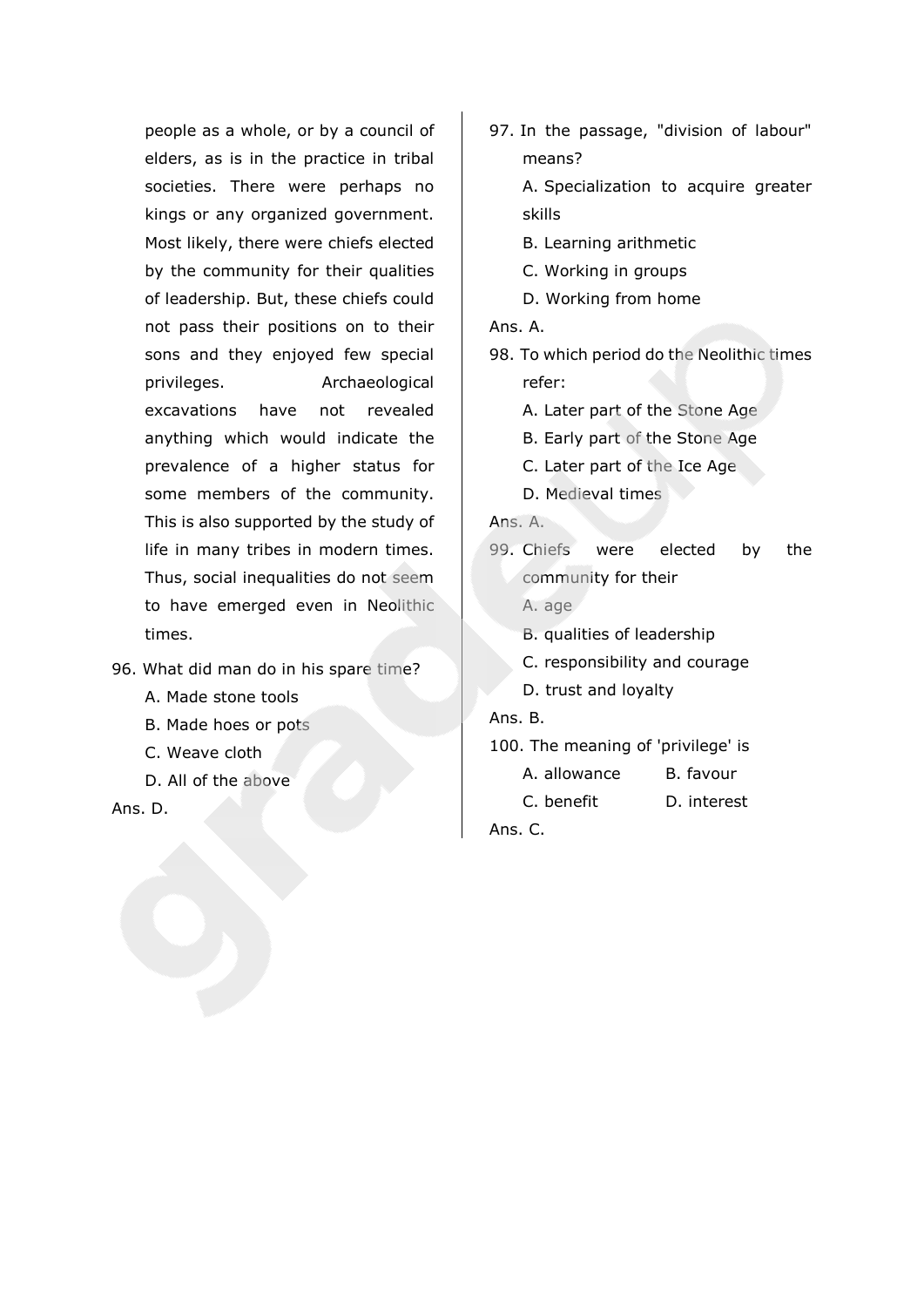people as a whole, or by a council of elders, as is in the practice in tribal societies. There were perhaps no kings or any organized government. Most likely, there were chiefs elected by the community for their qualities of leadership. But, these chiefs could not pass their positions on to their sons and they enjoyed few special privileges. Archaeological excavations have not revealed anything which would indicate the prevalence of a higher status for some members of the community. This is also supported by the study of life in many tribes in modern times. Thus, social inequalities do not seem to have emerged even in Neolithic times.

96. What did man do in his spare time?

A. Made stone tools

B. Made hoes or pots

C. Weave cloth

D. All of the above

Ans. D.

97. In the passage, "division of labour" means?

A. Specialization to acquire greater skills

B. Learning arithmetic

C. Working in groups

D. Working from home

Ans. A.

98. To which period do the Neolithic times refer:

A. Later part of the Stone Age

B. Early part of the Stone Age

C. Later part of the Ice Age

D. Medieval times

Ans. A.

99. Chiefs were elected by the community for their

A. age

B. qualities of leadership

C. responsibility and courage

D. trust and loyalty

Ans. B.

100. The meaning of 'privilege' is

A. allowance B. favour

C. benefit D. interest

Ans. C.